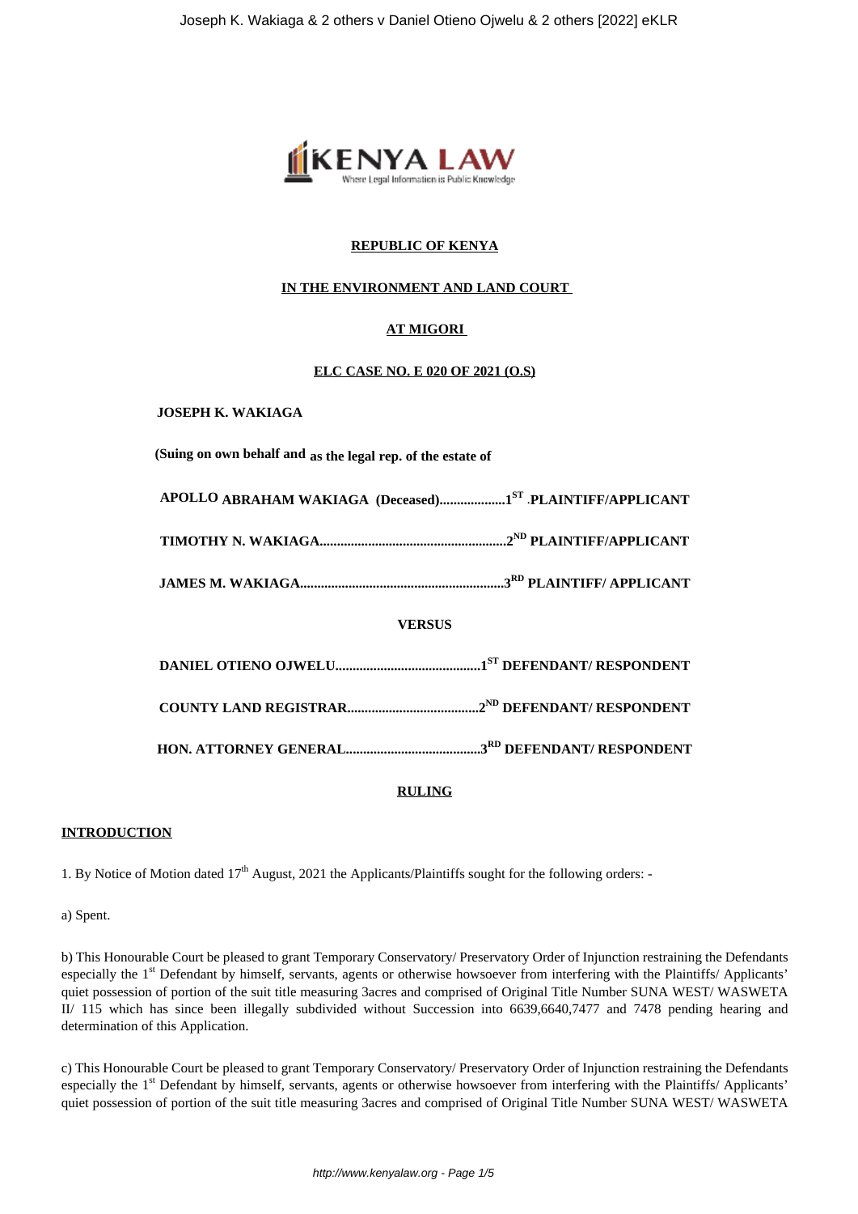**REPUBLIC OF KENYA**

**IN THE ENVIRONMENT AND LAND COURT**

**AT MIGORI**

**ELC CASE NO. E 020 OF 2021 (O.S)**

**JOSEPH K. WAKIAGA**

**(Suing on own behalf and as the legal rep. of the estate of**

**APOLLO ABRAHAM WAKIAGA (Deceased)...................1ST .PLAINTIFF/APPLICANT**

**TIMOTHY N. WAKIAGA......................................................2ND PLAINTIFF/APPLICANT**

**JAMES M. WAKIAGA...........................................................3RD PLAINTIFF/ APPLICANT**

**VERSUS**

**DANIEL OTIENO OJWELU..........................................1ST DEFENDANT/ RESPONDENT**

**COUNTY LAND REGISTRAR......................................2ND DEFENDANT/ RESPONDENT**

**HON. ATTORNEY GENERAL.......................................3RD DEFENDANT/ RESPONDENT**

**RULING**

**INTRODUCTION**

1. By Notice of Motion dated 17th August, 2021 the Applicants/Plaintiffs sought for the following orders: -

a) Spent.

b) This Honourable Court be pleased to grant Temporary Conservatory/ Preservatory Order of Injunction restraining the Defendants especially the 1st Defendant by himself, servants, agents or otherwise howsoever from interfering with the Plaintiffs/ Applicants' quiet possession of portion of the suit title measuring 3acres and comprised of Original Title Number SUNA WEST/ WASWETA II/ 115 which has since been illegally subdivided without Succession into 6639,6640,7477 and 7478 pending hearing and determination of this Application.

c) This Honourable Court be pleased to grant Temporary Conservatory/ Preservatory Order of Injunction restraining the Defendants especially the 1st Defendant by himself, servants, agents or otherwise howsoever from interfering with the Plaintiffs/ Applicants' quiet possession of portion of the suit title measuring 3acres and comprised of Original Title Number SUNA WEST/ WASWETA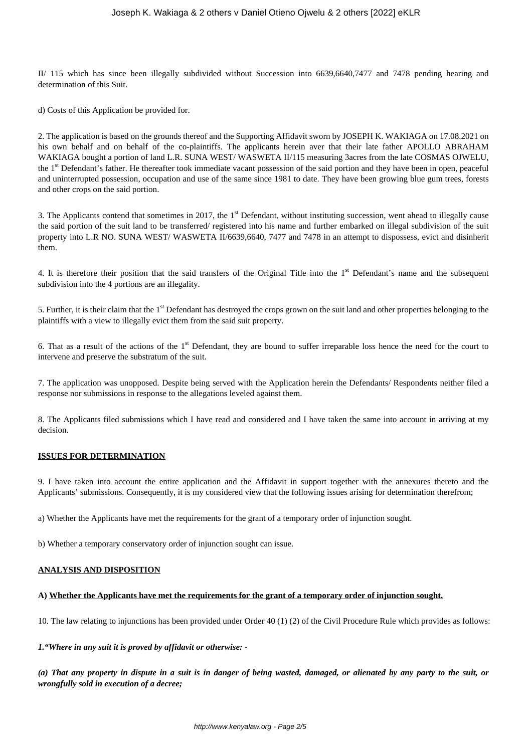II/ 115 which has since been illegally subdivided without Succession into 6639,6640,7477 and 7478 pending hearing and determination of this Suit.

d) Costs of this Application be provided for.

2. The application is based on the grounds thereof and the Supporting Affidavit sworn by JOSEPH K. WAKIAGA on 17.08.2021 on his own behalf and on behalf of the co-plaintiffs. The applicants herein aver that their late father APOLLO ABRAHAM WAKIAGA bought a portion of land L.R. SUNA WEST/ WASWETA II/115 measuring 3acres from the late COSMAS OJWELU, the 1st Defendant's father. He thereafter took immediate vacant possession of the said portion and they have been in open, peaceful and uninterrupted possession, occupation and use of the same since 1981 to date. They have been growing blue gum trees, forests and other crops on the said portion.

3. The Applicants contend that sometimes in 2017, the 1st Defendant, without instituting succession, went ahead to illegally cause the said portion of the suit land to be transferred/ registered into his name and further embarked on illegal subdivision of the suit property into L.R NO. SUNA WEST/ WASWETA II/6639,6640, 7477 and 7478 in an attempt to dispossess, evict and disinherit them.

4. It is therefore their position that the said transfers of the Original Title into the 1st Defendant's name and the subsequent subdivision into the 4 portions are an illegality.

5. Further, it is their claim that the 1st Defendant has destroyed the crops grown on the suit land and other properties belonging to the plaintiffs with a view to illegally evict them from the said suit property.

6. That as a result of the actions of the 1st Defendant, they are bound to suffer irreparable loss hence the need for the court to intervene and preserve the substratum of the suit.

7. The application was unopposed. Despite being served with the Application herein the Defendants/ Respondents neither filed a response nor submissions in response to the allegations leveled against them.

8. The Applicants filed submissions which I have read and considered and I have taken the same into account in arriving at my decision.

**ISSUES FOR DETERMINATION**

9. I have taken into account the entire application and the Affidavit in support together with the annexures thereto and the Applicants' submissions. Consequently, it is my considered view that the following issues arising for determination therefrom;

a) Whether the Applicants have met the requirements for the grant of a temporary order of injunction sought.

b) Whether a temporary conservatory order of injunction sought can issue.

**ANALYSIS AND DISPOSITION**

**A) Whether the Applicants have met the requirements for the grant of a temporary order of injunction sought.**

10. The law relating to injunctions has been provided under Order 40 (1) (2) of the Civil Procedure Rule which provides as follows:

***1."Where in any suit it is proved by affidavit or otherwise: -***

***(a) That any property in dispute in a suit is in danger of being wasted, damaged, or alienated by any party to the suit, or wrongfully sold in execution of a decree;***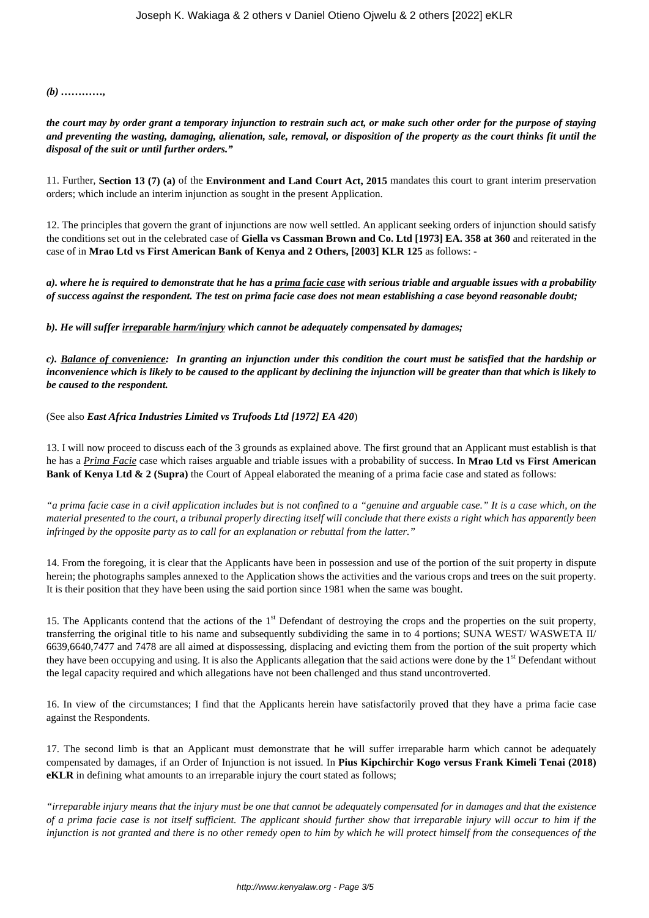***(b) …………,***

***the court may by order grant a temporary injunction to restrain such act, or make such other order for the purpose of staying and preventing the wasting, damaging, alienation, sale, removal, or disposition of the property as the court thinks fit until the disposal of the suit or until further orders."***

11. Further, **Section 13 (7) (a)** of the **Environment and Land Court Act, 2015** mandates this court to grant interim preservation orders; which include an interim injunction as sought in the present Application.

12. The principles that govern the grant of injunctions are now well settled. An applicant seeking orders of injunction should satisfy the conditions set out in the celebrated case of **Giella vs Cassman Brown and Co. Ltd [1973] EA. 358 at 360** and reiterated in the case of in **Mrao Ltd vs First American Bank of Kenya and 2 Others, [2003] KLR 125** as follows: -

***a). where he is required to demonstrate that he has a <u>prima facie case</u> with serious triable and arguable issues with a probability of success against the respondent. The test on prima facie case does not mean establishing a case beyond reasonable doubt;***

***b). He will suffer <u>irreparable harm/injury</u> which cannot be adequately compensated by damages;***

***c). <u>Balance of convenience</u>: In granting an injunction under this condition the court must be satisfied that the hardship or inconvenience which is likely to be caused to the applicant by declining the injunction will be greater than that which is likely to be caused to the respondent.***

(See also ***East Africa Industries Limited vs Trufoods Ltd [1972] EA 420***)

13. I will now proceed to discuss each of the 3 grounds as explained above. The first ground that an Applicant must establish is that he has a *<u>Prima Facie</u>* case which raises arguable and triable issues with a probability of success. In **Mrao Ltd vs First American Bank of Kenya Ltd & 2 (Supra)** the Court of Appeal elaborated the meaning of a prima facie case and stated as follows:

*"a prima facie case in a civil application includes but is not confined to a "genuine and arguable case." It is a case which, on the material presented to the court, a tribunal properly directing itself will conclude that there exists a right which has apparently been infringed by the opposite party as to call for an explanation or rebuttal from the latter."*

14. From the foregoing, it is clear that the Applicants have been in possession and use of the portion of the suit property in dispute herein; the photographs samples annexed to the Application shows the activities and the various crops and trees on the suit property. It is their position that they have been using the said portion since 1981 when the same was bought.

15. The Applicants contend that the actions of the 1st Defendant of destroying the crops and the properties on the suit property, transferring the original title to his name and subsequently subdividing the same in to 4 portions; SUNA WEST/ WASWETA II/ 6639,6640,7477 and 7478 are all aimed at dispossessing, displacing and evicting them from the portion of the suit property which they have been occupying and using. It is also the Applicants allegation that the said actions were done by the 1st Defendant without the legal capacity required and which allegations have not been challenged and thus stand uncontroverted.

16. In view of the circumstances; I find that the Applicants herein have satisfactorily proved that they have a prima facie case against the Respondents.

17. The second limb is that an Applicant must demonstrate that he will suffer irreparable harm which cannot be adequately compensated by damages, if an Order of Injunction is not issued. In **Pius Kipchirchir Kogo versus Frank Kimeli Tenai (2018) eKLR** in defining what amounts to an irreparable injury the court stated as follows;

*"irreparable injury means that the injury must be one that cannot be adequately compensated for in damages and that the existence of a prima facie case is not itself sufficient. The applicant should further show that irreparable injury will occur to him if the injunction is not granted and there is no other remedy open to him by which he will protect himself from the consequences of the*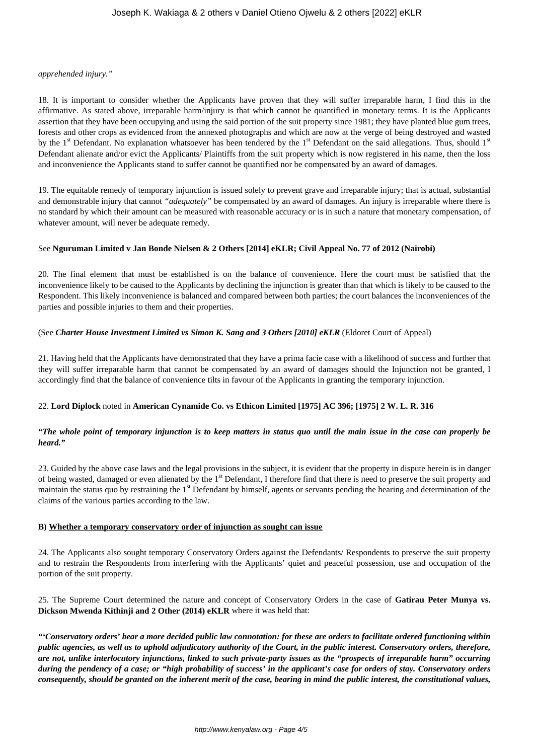*apprehended injury."*

18. It is important to consider whether the Applicants have proven that they will suffer irreparable harm, I find this in the affirmative. As stated above, irreparable harm/injury is that which cannot be quantified in monetary terms. It is the Applicants assertion that they have been occupying and using the said portion of the suit property since 1981; they have planted blue gum trees, forests and other crops as evidenced from the annexed photographs and which are now at the verge of being destroyed and wasted by the 1st Defendant. No explanation whatsoever has been tendered by the 1st Defendant on the said allegations. Thus, should 1st Defendant alienate and/or evict the Applicants/ Plaintiffs from the suit property which is now registered in his name, then the loss and inconvenience the Applicants stand to suffer cannot be quantified nor be compensated by an award of damages.

19. The equitable remedy of temporary injunction is issued solely to prevent grave and irreparable injury; that is actual, substantial and demonstrable injury that cannot *"adequately"* be compensated by an award of damages. An injury is irreparable where there is no standard by which their amount can be measured with reasonable accuracy or is in such a nature that monetary compensation, of whatever amount, will never be adequate remedy.

See **Nguruman Limited v Jan Bonde Nielsen & 2 Others [2014] eKLR; Civil Appeal No. 77 of 2012 (Nairobi)**

20. The final element that must be established is on the balance of convenience. Here the court must be satisfied that the inconvenience likely to be caused to the Applicants by declining the injunction is greater than that which is likely to be caused to the Respondent. This likely inconvenience is balanced and compared between both parties; the court balances the inconveniences of the parties and possible injuries to them and their properties.

(See ***Charter House Investment Limited vs Simon K. Sang and 3 Others [2010] eKLR*** (Eldoret Court of Appeal)

21. Having held that the Applicants have demonstrated that they have a prima facie case with a likelihood of success and further that they will suffer irreparable harm that cannot be compensated by an award of damages should the Injunction not be granted, I accordingly find that the balance of convenience tilts in favour of the Applicants in granting the temporary injunction.

22. **Lord Diplock** noted in **American Cynamide Co. vs Ethicon Limited [1975] AC 396; [1975] 2 W. L. R. 316**

***"The whole point of temporary injunction is to keep matters in status quo until the main issue in the case can properly be heard."***

23. Guided by the above case laws and the legal provisions in the subject, it is evident that the property in dispute herein is in danger of being wasted, damaged or even alienated by the 1st Defendant, I therefore find that there is need to preserve the suit property and maintain the status quo by restraining the 1st Defendant by himself, agents or servants pending the hearing and determination of the claims of the various parties according to the law.

**B) Whether a temporary conservatory order of injunction as sought can issue**

24. The Applicants also sought temporary Conservatory Orders against the Defendants/ Respondents to preserve the suit property and to restrain the Respondents from interfering with the Applicants' quiet and peaceful possession, use and occupation of the portion of the suit property.

25. The Supreme Court determined the nature and concept of Conservatory Orders in the case of **Gatirau Peter Munya vs. Dickson Mwenda Kithinji and 2 Other (2014) eKLR** where it was held that:

***"'Conservatory orders' bear a more decided public law connotation: for these are orders to facilitate ordered functioning within public agencies, as well as to uphold adjudicatory authority of the Court, in the public interest. Conservatory orders, therefore, are not, unlike interlocutory injunctions, linked to such private-party issues as the "prospects of irreparable harm" occurring during the pendency of a case; or "high probability of success' in the applicant's case for orders of stay. Conservatory orders consequently, should be granted on the inherent merit of the case, bearing in mind the public interest, the constitutional values,***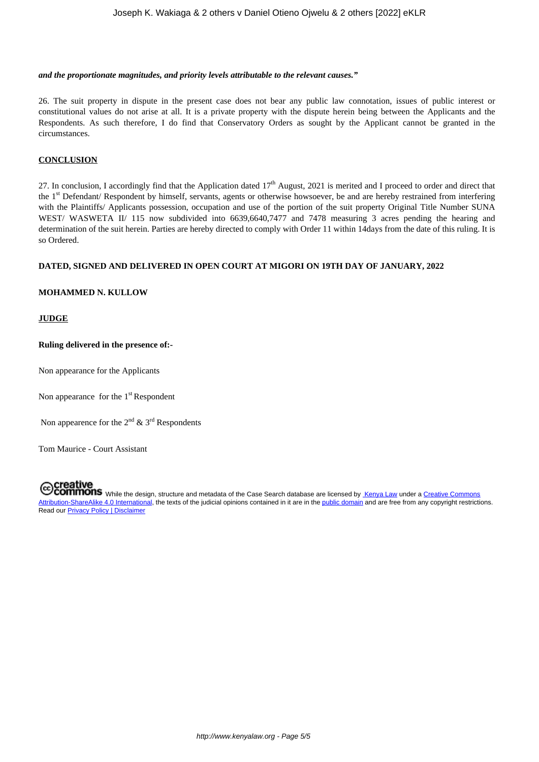***and the proportionate magnitudes, and priority levels attributable to the relevant causes."***

26. The suit property in dispute in the present case does not bear any public law connotation, issues of public interest or constitutional values do not arise at all. It is a private property with the dispute herein being between the Applicants and the Respondents. As such therefore, I do find that Conservatory Orders as sought by the Applicant cannot be granted in the circumstances.

**CONCLUSION**

27. In conclusion, I accordingly find that the Application dated 17th August, 2021 is merited and I proceed to order and direct that the 1st Defendant/ Respondent by himself, servants, agents or otherwise howsoever, be and are hereby restrained from interfering with the Plaintiffs/ Applicants possession, occupation and use of the portion of the suit property Original Title Number SUNA WEST/ WASWETA II/ 115 now subdivided into 6639,6640,7477 and 7478 measuring 3 acres pending the hearing and determination of the suit herein. Parties are hereby directed to comply with Order 11 within 14days from the date of this ruling. It is so Ordered.

**DATED, SIGNED AND DELIVERED IN OPEN COURT AT MIGORI ON 19TH DAY OF JANUARY, 2022**

**MOHAMMED N. KULLOW**

**JUDGE**

**Ruling delivered in the presence of:-**

Non appearance for the Applicants

Non appearance for the 1st Respondent

Non appearence for the 2nd & 3rd Respondents

Tom Maurice - Court Assistant

While the design, structure and metadata of the Case Search database are licensed by Kenya Law under a Creative Commons Attribution-ShareAlike 4.0 International, the texts of the judicial opinions contained in it are in the public domain and are free from any copyright restrictions. Read our Privacy Policy | Disclaimer